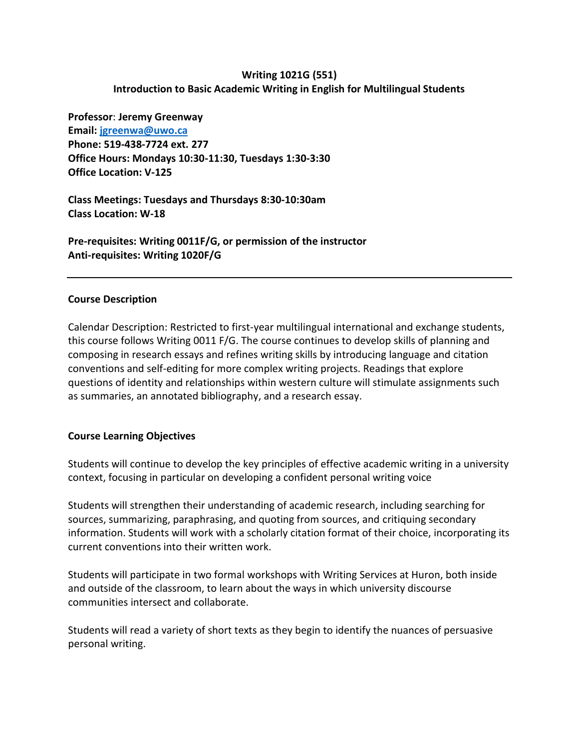**Writing 1021G (551)**
**Introduction to Basic Academic Writing in English for Multilingual Students**

**Professor**: **Jeremy Greenway**
**Email: [jgreenwa@uwo.ca](mailto:jgreenwa@uwo.ca)**
**Phone: 519-438-7724 ext. 277**
**Office Hours: Mondays 10:30-11:30, Tuesdays 1:30-3:30**
**Office Location: V-125**

**Class Meetings: Tuesdays and Thursdays 8:30-10:30am**
**Class Location: W-18**

**Pre-requisites: Writing 0011F/G, or permission of the instructor**
**Anti-requisites: Writing 1020F/G**

---

**Course Description**

Calendar Description: Restricted to first-year multilingual international and exchange students, this course follows Writing 0011 F/G. The course continues to develop skills of planning and composing in research essays and refines writing skills by introducing language and citation conventions and self-editing for more complex writing projects. Readings that explore questions of identity and relationships within western culture will stimulate assignments such as summaries, an annotated bibliography, and a research essay.

**Course Learning Objectives**

Students will continue to develop the key principles of effective academic writing in a university context, focusing in particular on developing a confident personal writing voice

Students will strengthen their understanding of academic research, including searching for sources, summarizing, paraphrasing, and quoting from sources, and critiquing secondary information. Students will work with a scholarly citation format of their choice, incorporating its current conventions into their written work.

Students will participate in two formal workshops with Writing Services at Huron, both inside and outside of the classroom, to learn about the ways in which university discourse communities intersect and collaborate.

Students will read a variety of short texts as they begin to identify the nuances of persuasive personal writing.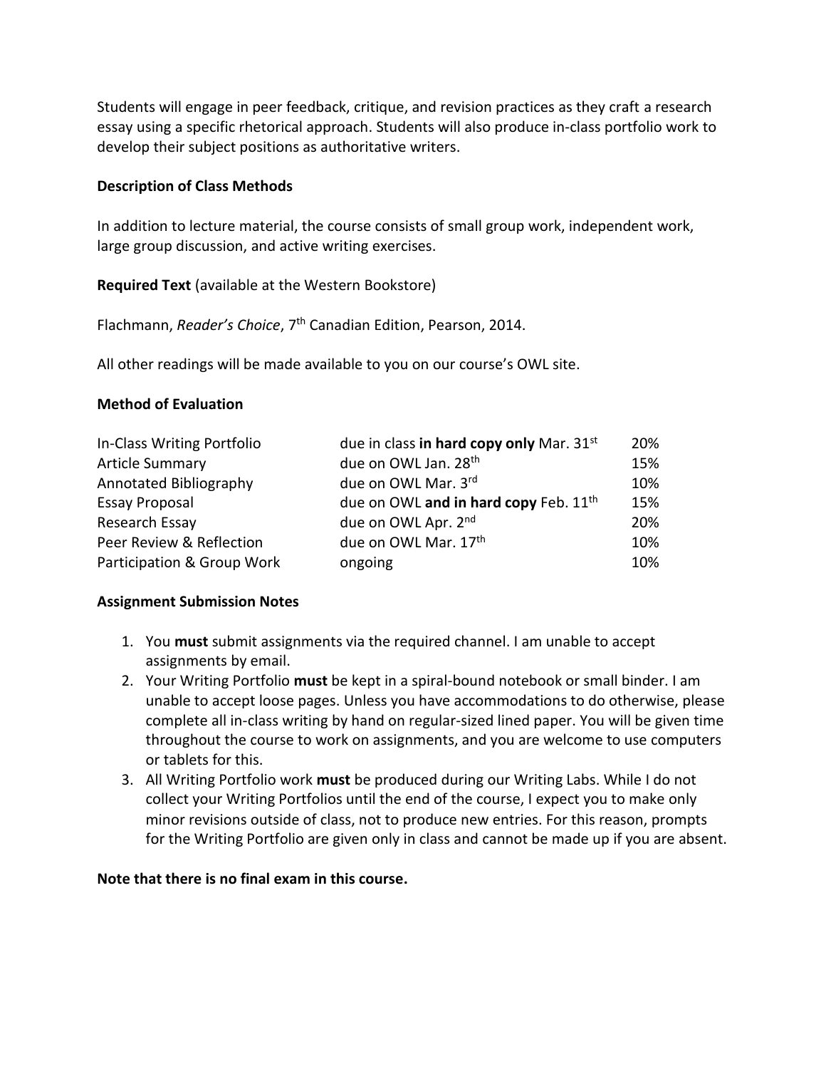Students will engage in peer feedback, critique, and revision practices as they craft a research essay using a specific rhetorical approach. Students will also produce in-class portfolio work to develop their subject positions as authoritative writers.

**Description of Class Methods**

In addition to lecture material, the course consists of small group work, independent work, large group discussion, and active writing exercises.

**Required Text** (available at the Western Bookstore)

Flachmann, *Reader's Choice*, 7th Canadian Edition, Pearson, 2014.

All other readings will be made available to you on our course's OWL site.

**Method of Evaluation**

| | | |
|---|---|---|
| In-Class Writing Portfolio | due in class **in hard copy only** Mar. 31st | 20% |
| Article Summary | due on OWL Jan. 28th | 15% |
| Annotated Bibliography | due on OWL Mar. 3rd | 10% |
| Essay Proposal | due on OWL **and in hard copy** Feb. 11th | 15% |
| Research Essay | due on OWL Apr. 2nd | 20% |
| Peer Review & Reflection | due on OWL Mar. 17th | 10% |
| Participation & Group Work | ongoing | 10% |

**Assignment Submission Notes**

1. You **must** submit assignments via the required channel. I am unable to accept assignments by email.
2. Your Writing Portfolio **must** be kept in a spiral-bound notebook or small binder. I am unable to accept loose pages. Unless you have accommodations to do otherwise, please complete all in-class writing by hand on regular-sized lined paper. You will be given time throughout the course to work on assignments, and you are welcome to use computers or tablets for this.
3. All Writing Portfolio work **must** be produced during our Writing Labs. While I do not collect your Writing Portfolios until the end of the course, I expect you to make only minor revisions outside of class, not to produce new entries. For this reason, prompts for the Writing Portfolio are given only in class and cannot be made up if you are absent.

**Note that there is no final exam in this course.**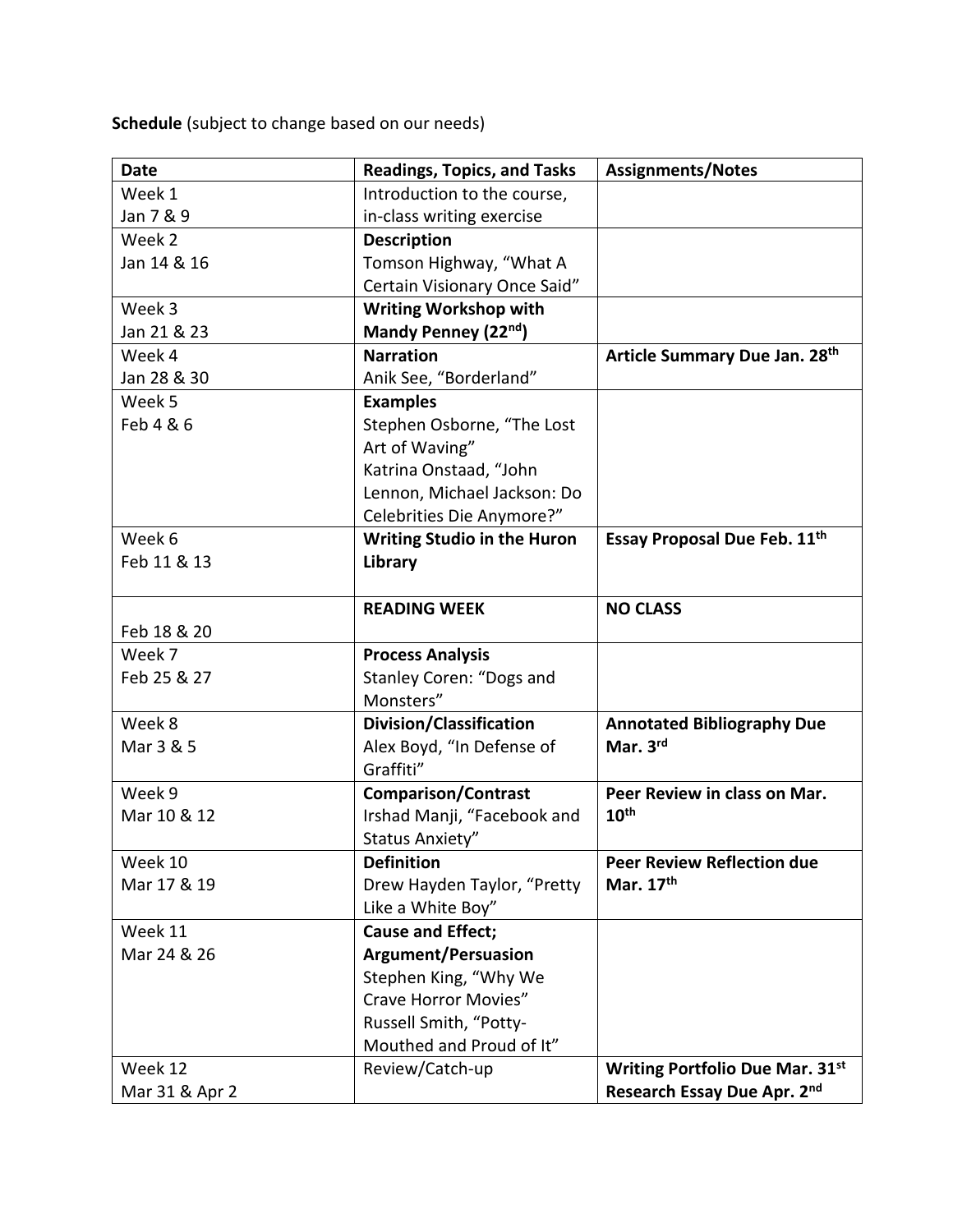**Schedule** (subject to change based on our needs)

| Date | Readings, Topics, and Tasks | Assignments/Notes |
|---|---|---|
| Week 1<br>Jan 7 & 9 | Introduction to the course, in-class writing exercise | |
| Week 2<br>Jan 14 & 16 | **Description**<br>Tomson Highway, "What A Certain Visionary Once Said" | |
| Week 3<br>Jan 21 & 23 | **Writing Workshop with Mandy Penney (22nd)** | |
| Week 4<br>Jan 28 & 30 | **Narration**<br>Anik See, "Borderland" | **Article Summary Due Jan. 28th** |
| Week 5<br>Feb 4 & 6 | **Examples**<br>Stephen Osborne, "The Lost Art of Waving"<br>Katrina Onstaad, "John Lennon, Michael Jackson: Do Celebrities Die Anymore?" | |
| Week 6<br>Feb 11 & 13 | **Writing Studio in the Huron Library** | **Essay Proposal Due Feb. 11th** |
| Feb 18 & 20 | **READING WEEK** | **NO CLASS** |
| Week 7<br>Feb 25 & 27 | **Process Analysis**<br>Stanley Coren: "Dogs and Monsters" | |
| Week 8<br>Mar 3 & 5 | **Division/Classification**<br>Alex Boyd, "In Defense of Graffiti" | **Annotated Bibliography Due Mar. 3rd** |
| Week 9<br>Mar 10 & 12 | **Comparison/Contrast**<br>Irshad Manji, "Facebook and Status Anxiety" | **Peer Review in class on Mar. 10th** |
| Week 10<br>Mar 17 & 19 | **Definition**<br>Drew Hayden Taylor, "Pretty Like a White Boy" | **Peer Review Reflection due Mar. 17th** |
| Week 11<br>Mar 24 & 26 | **Cause and Effect; Argument/Persuasion**<br>Stephen King, "Why We Crave Horror Movies"<br>Russell Smith, "Potty-Mouthed and Proud of It" | |
| Week 12<br>Mar 31 & Apr 2 | Review/Catch-up | **Writing Portfolio Due Mar. 31st**<br>**Research Essay Due Apr. 2nd** |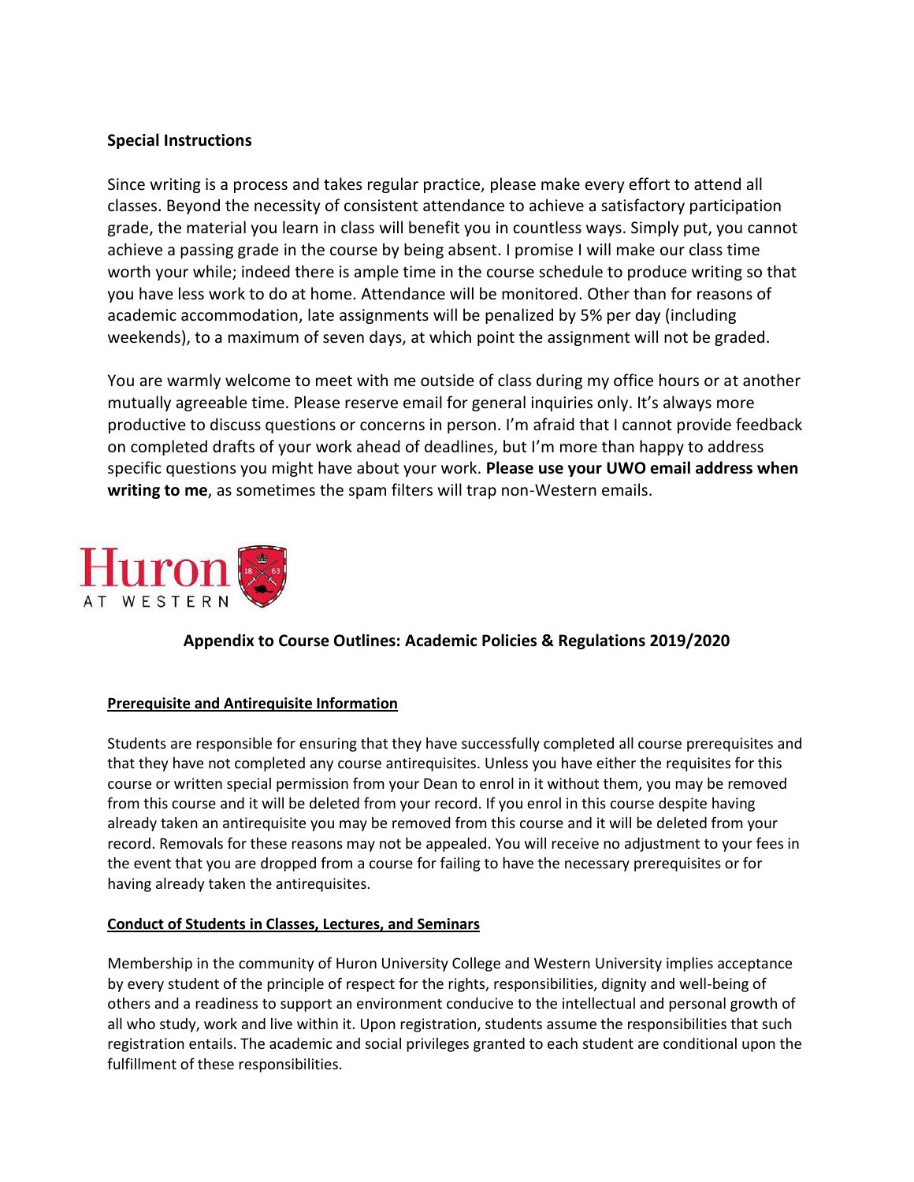### Special Instructions

Since writing is a process and takes regular practice, please make every effort to attend all classes. Beyond the necessity of consistent attendance to achieve a satisfactory participation grade, the material you learn in class will benefit you in countless ways. Simply put, you cannot achieve a passing grade in the course by being absent. I promise I will make our class time worth your while; indeed there is ample time in the course schedule to produce writing so that you have less work to do at home. Attendance will be monitored. Other than for reasons of academic accommodation, late assignments will be penalized by 5% per day (including weekends), to a maximum of seven days, at which point the assignment will not be graded.

You are warmly welcome to meet with me outside of class during my office hours or at another mutually agreeable time. Please reserve email for general inquiries only. It's always more productive to discuss questions or concerns in person. I'm afraid that I cannot provide feedback on completed drafts of your work ahead of deadlines, but I'm more than happy to address specific questions you might have about your work. **Please use your UWO email address when writing to me**, as sometimes the spam filters will trap non-Western emails.

Huron AT WESTERN

## Appendix to Course Outlines: Academic Policies & Regulations 2019/2020

### Prerequisite and Antirequisite Information

Students are responsible for ensuring that they have successfully completed all course prerequisites and that they have not completed any course antirequisites. Unless you have either the requisites for this course or written special permission from your Dean to enrol in it without them, you may be removed from this course and it will be deleted from your record. If you enrol in this course despite having already taken an antirequisite you may be removed from this course and it will be deleted from your record. Removals for these reasons may not be appealed. You will receive no adjustment to your fees in the event that you are dropped from a course for failing to have the necessary prerequisites or for having already taken the antirequisites.

### Conduct of Students in Classes, Lectures, and Seminars

Membership in the community of Huron University College and Western University implies acceptance by every student of the principle of respect for the rights, responsibilities, dignity and well-being of others and a readiness to support an environment conducive to the intellectual and personal growth of all who study, work and live within it. Upon registration, students assume the responsibilities that such registration entails. The academic and social privileges granted to each student are conditional upon the fulfillment of these responsibilities.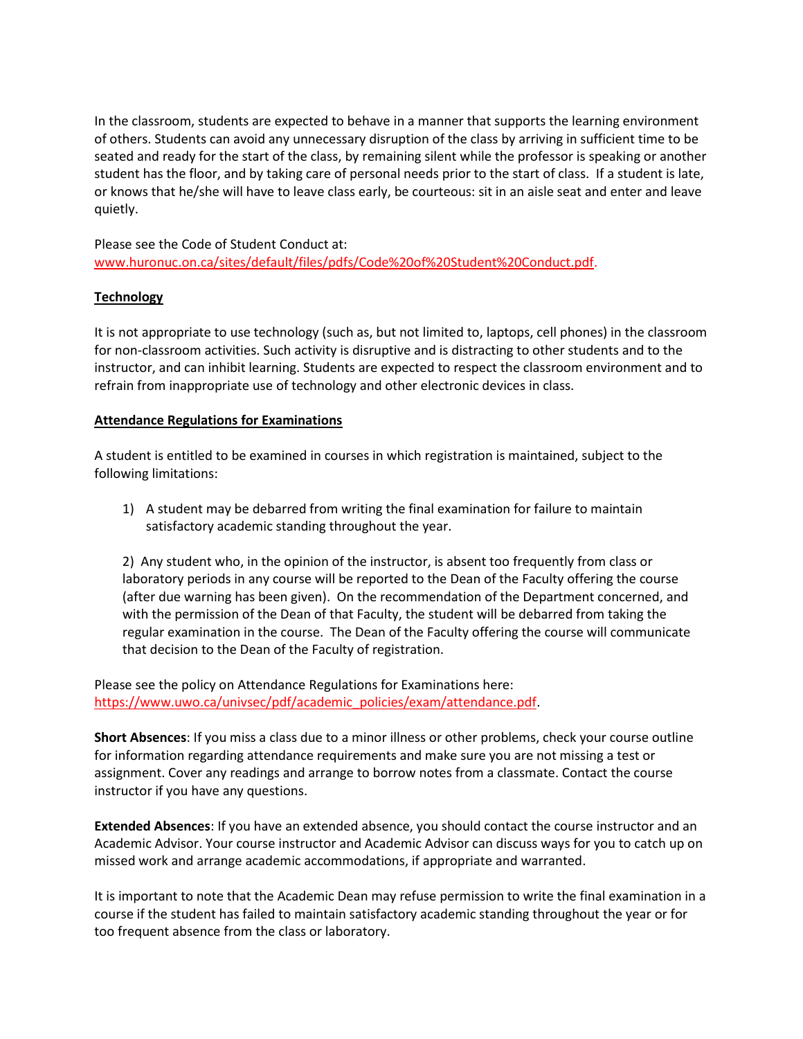In the classroom, students are expected to behave in a manner that supports the learning environment of others. Students can avoid any unnecessary disruption of the class by arriving in sufficient time to be seated and ready for the start of the class, by remaining silent while the professor is speaking or another student has the floor, and by taking care of personal needs prior to the start of class. If a student is late, or knows that he/she will have to leave class early, be courteous: sit in an aisle seat and enter and leave quietly.

Please see the Code of Student Conduct at: www.huronuc.on.ca/sites/default/files/pdfs/Code%20of%20Student%20Conduct.pdf.

## Technology

It is not appropriate to use technology (such as, but not limited to, laptops, cell phones) in the classroom for non-classroom activities. Such activity is disruptive and is distracting to other students and to the instructor, and can inhibit learning. Students are expected to respect the classroom environment and to refrain from inappropriate use of technology and other electronic devices in class.

## Attendance Regulations for Examinations

A student is entitled to be examined in courses in which registration is maintained, subject to the following limitations:

1) A student may be debarred from writing the final examination for failure to maintain satisfactory academic standing throughout the year.

2) Any student who, in the opinion of the instructor, is absent too frequently from class or laboratory periods in any course will be reported to the Dean of the Faculty offering the course (after due warning has been given). On the recommendation of the Department concerned, and with the permission of the Dean of that Faculty, the student will be debarred from taking the regular examination in the course. The Dean of the Faculty offering the course will communicate that decision to the Dean of the Faculty of registration.

Please see the policy on Attendance Regulations for Examinations here: https://www.uwo.ca/univsec/pdf/academic_policies/exam/attendance.pdf.

**Short Absences**: If you miss a class due to a minor illness or other problems, check your course outline for information regarding attendance requirements and make sure you are not missing a test or assignment. Cover any readings and arrange to borrow notes from a classmate. Contact the course instructor if you have any questions.

**Extended Absences**: If you have an extended absence, you should contact the course instructor and an Academic Advisor. Your course instructor and Academic Advisor can discuss ways for you to catch up on missed work and arrange academic accommodations, if appropriate and warranted.

It is important to note that the Academic Dean may refuse permission to write the final examination in a course if the student has failed to maintain satisfactory academic standing throughout the year or for too frequent absence from the class or laboratory.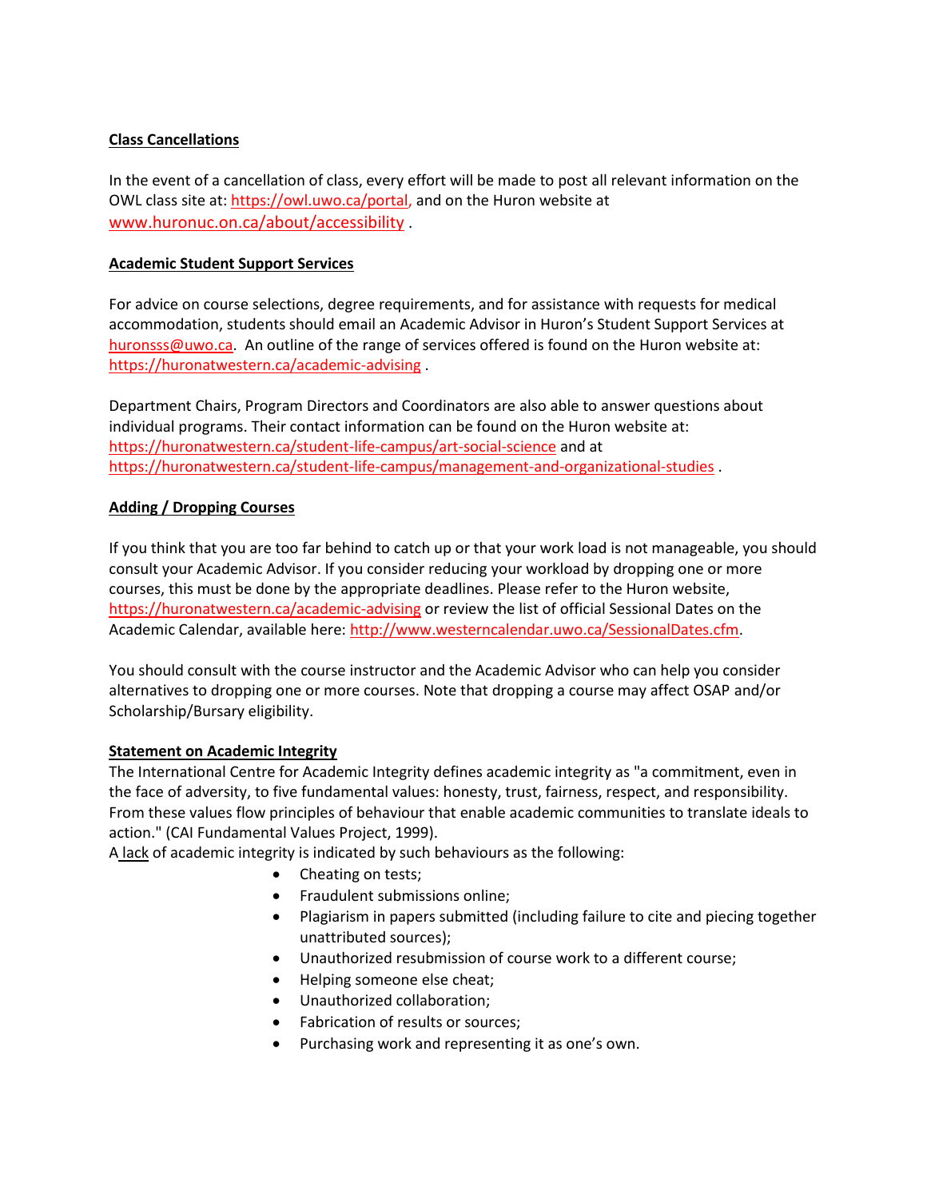**Class Cancellations**

In the event of a cancellation of class, every effort will be made to post all relevant information on the OWL class site at: https://owl.uwo.ca/portal, and on the Huron website at www.huronuc.on.ca/about/accessibility .

**Academic Student Support Services**

For advice on course selections, degree requirements, and for assistance with requests for medical accommodation, students should email an Academic Advisor in Huron's Student Support Services at huronsss@uwo.ca. An outline of the range of services offered is found on the Huron website at: https://huronatwestern.ca/academic-advising .

Department Chairs, Program Directors and Coordinators are also able to answer questions about individual programs. Their contact information can be found on the Huron website at: https://huronatwestern.ca/student-life-campus/art-social-science and at https://huronatwestern.ca/student-life-campus/management-and-organizational-studies .

**Adding / Dropping Courses**

If you think that you are too far behind to catch up or that your work load is not manageable, you should consult your Academic Advisor. If you consider reducing your workload by dropping one or more courses, this must be done by the appropriate deadlines. Please refer to the Huron website, https://huronatwestern.ca/academic-advising or review the list of official Sessional Dates on the Academic Calendar, available here: http://www.westerncalendar.uwo.ca/SessionalDates.cfm.

You should consult with the course instructor and the Academic Advisor who can help you consider alternatives to dropping one or more courses. Note that dropping a course may affect OSAP and/or Scholarship/Bursary eligibility.

**Statement on Academic Integrity**

The International Centre for Academic Integrity defines academic integrity as "a commitment, even in the face of adversity, to five fundamental values: honesty, trust, fairness, respect, and responsibility. From these values flow principles of behaviour that enable academic communities to translate ideals to action." (CAI Fundamental Values Project, 1999).

A lack of academic integrity is indicated by such behaviours as the following:

- Cheating on tests;
- Fraudulent submissions online;
- Plagiarism in papers submitted (including failure to cite and piecing together unattributed sources);
- Unauthorized resubmission of course work to a different course;
- Helping someone else cheat;
- Unauthorized collaboration;
- Fabrication of results or sources;
- Purchasing work and representing it as one's own.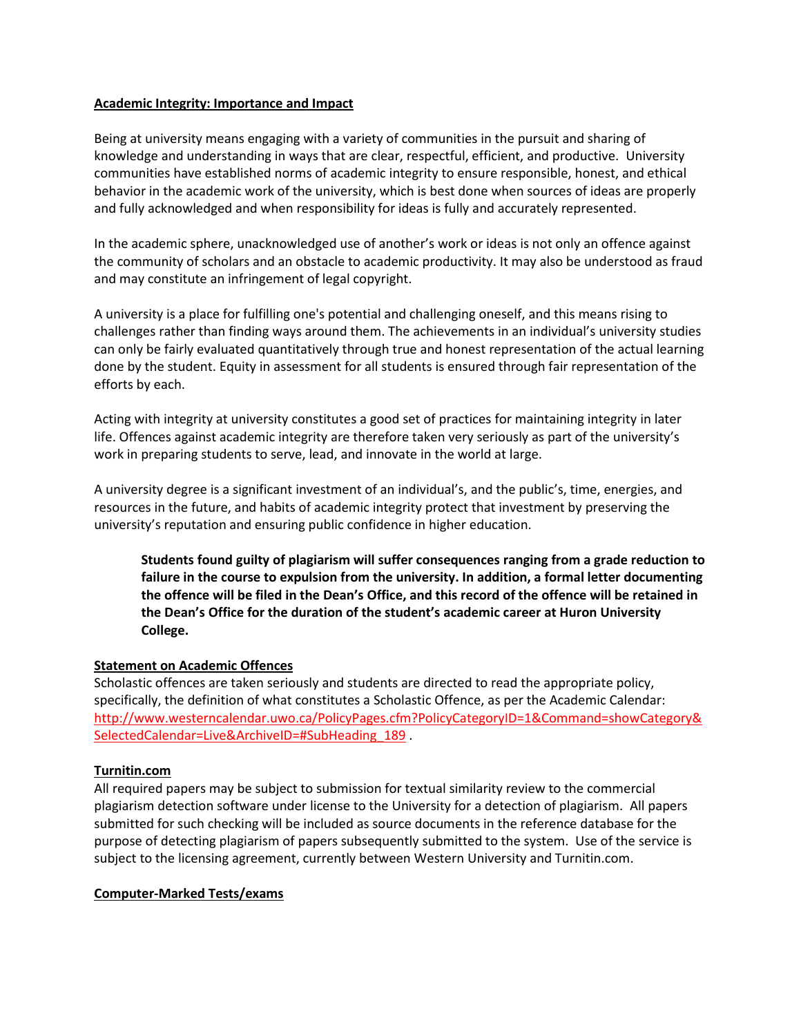**Academic Integrity: Importance and Impact**

Being at university means engaging with a variety of communities in the pursuit and sharing of knowledge and understanding in ways that are clear, respectful, efficient, and productive. University communities have established norms of academic integrity to ensure responsible, honest, and ethical behavior in the academic work of the university, which is best done when sources of ideas are properly and fully acknowledged and when responsibility for ideas is fully and accurately represented.

In the academic sphere, unacknowledged use of another's work or ideas is not only an offence against the community of scholars and an obstacle to academic productivity. It may also be understood as fraud and may constitute an infringement of legal copyright.

A university is a place for fulfilling one's potential and challenging oneself, and this means rising to challenges rather than finding ways around them. The achievements in an individual's university studies can only be fairly evaluated quantitatively through true and honest representation of the actual learning done by the student. Equity in assessment for all students is ensured through fair representation of the efforts by each.

Acting with integrity at university constitutes a good set of practices for maintaining integrity in later life. Offences against academic integrity are therefore taken very seriously as part of the university's work in preparing students to serve, lead, and innovate in the world at large.

A university degree is a significant investment of an individual's, and the public's, time, energies, and resources in the future, and habits of academic integrity protect that investment by preserving the university's reputation and ensuring public confidence in higher education.

> **Students found guilty of plagiarism will suffer consequences ranging from a grade reduction to failure in the course to expulsion from the university. In addition, a formal letter documenting the offence will be filed in the Dean's Office, and this record of the offence will be retained in the Dean's Office for the duration of the student's academic career at Huron University College.**

**Statement on Academic Offences**

Scholastic offences are taken seriously and students are directed to read the appropriate policy, specifically, the definition of what constitutes a Scholastic Offence, as per the Academic Calendar: http://www.westerncalendar.uwo.ca/PolicyPages.cfm?PolicyCategoryID=1&Command=showCategory&SelectedCalendar=Live&ArchiveID=#SubHeading_189 .

**Turnitin.com**

All required papers may be subject to submission for textual similarity review to the commercial plagiarism detection software under license to the University for a detection of plagiarism. All papers submitted for such checking will be included as source documents in the reference database for the purpose of detecting plagiarism of papers subsequently submitted to the system. Use of the service is subject to the licensing agreement, currently between Western University and Turnitin.com.

**Computer-Marked Tests/exams**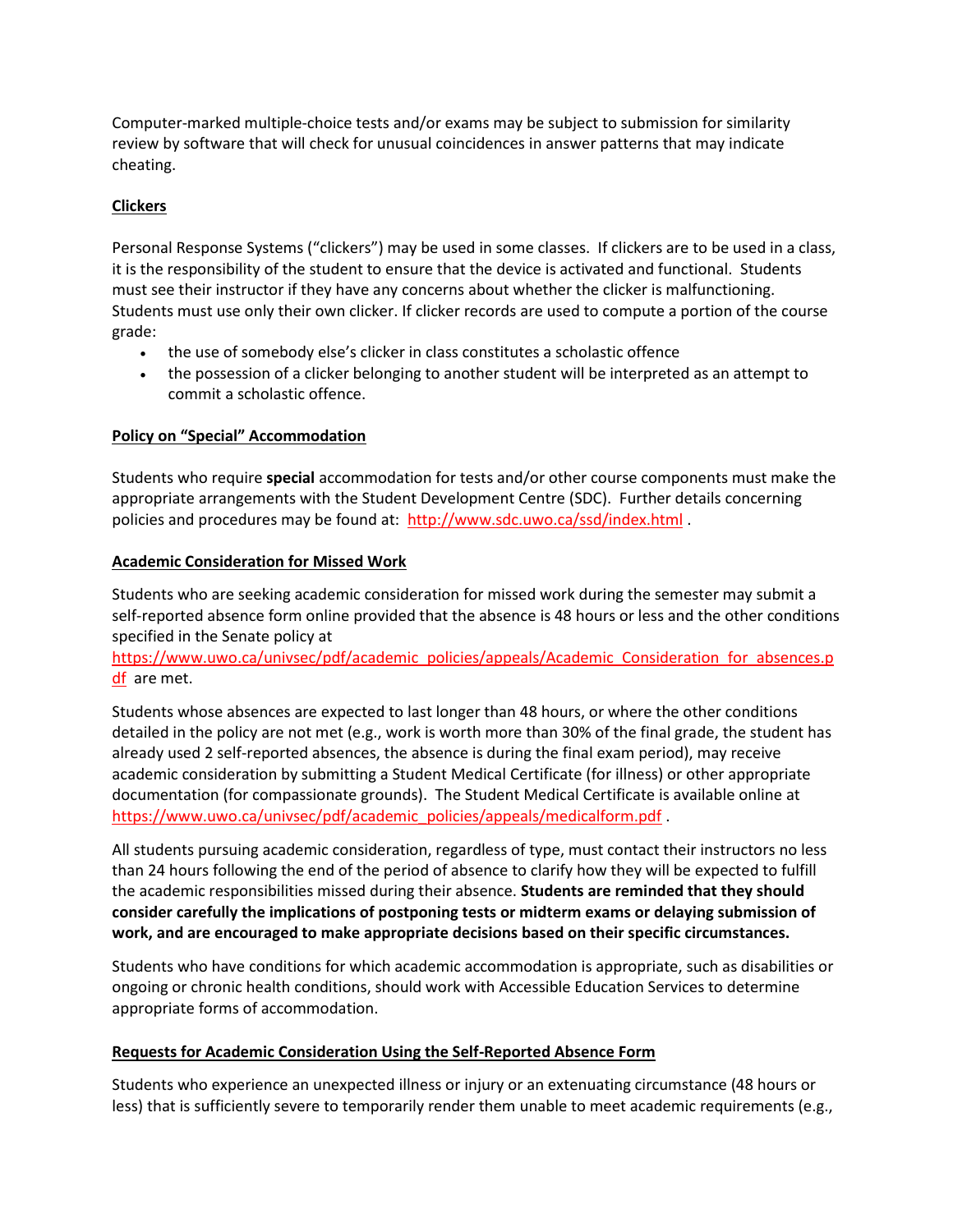Computer-marked multiple-choice tests and/or exams may be subject to submission for similarity review by software that will check for unusual coincidences in answer patterns that may indicate cheating.

**Clickers**

Personal Response Systems ("clickers") may be used in some classes. If clickers are to be used in a class, it is the responsibility of the student to ensure that the device is activated and functional. Students must see their instructor if they have any concerns about whether the clicker is malfunctioning. Students must use only their own clicker. If clicker records are used to compute a portion of the course grade:

- the use of somebody else's clicker in class constitutes a scholastic offence
- the possession of a clicker belonging to another student will be interpreted as an attempt to commit a scholastic offence.

**Policy on "Special" Accommodation**

Students who require **special** accommodation for tests and/or other course components must make the appropriate arrangements with the Student Development Centre (SDC). Further details concerning policies and procedures may be found at: http://www.sdc.uwo.ca/ssd/index.html .

**Academic Consideration for Missed Work**

Students who are seeking academic consideration for missed work during the semester may submit a self-reported absence form online provided that the absence is 48 hours or less and the other conditions specified in the Senate policy at https://www.uwo.ca/univsec/pdf/academic_policies/appeals/Academic_Consideration_for_absences.pdf are met.

Students whose absences are expected to last longer than 48 hours, or where the other conditions detailed in the policy are not met (e.g., work is worth more than 30% of the final grade, the student has already used 2 self-reported absences, the absence is during the final exam period), may receive academic consideration by submitting a Student Medical Certificate (for illness) or other appropriate documentation (for compassionate grounds). The Student Medical Certificate is available online at https://www.uwo.ca/univsec/pdf/academic_policies/appeals/medicalform.pdf .

All students pursuing academic consideration, regardless of type, must contact their instructors no less than 24 hours following the end of the period of absence to clarify how they will be expected to fulfill the academic responsibilities missed during their absence. **Students are reminded that they should consider carefully the implications of postponing tests or midterm exams or delaying submission of work, and are encouraged to make appropriate decisions based on their specific circumstances.**

Students who have conditions for which academic accommodation is appropriate, such as disabilities or ongoing or chronic health conditions, should work with Accessible Education Services to determine appropriate forms of accommodation.

**Requests for Academic Consideration Using the Self-Reported Absence Form**

Students who experience an unexpected illness or injury or an extenuating circumstance (48 hours or less) that is sufficiently severe to temporarily render them unable to meet academic requirements (e.g.,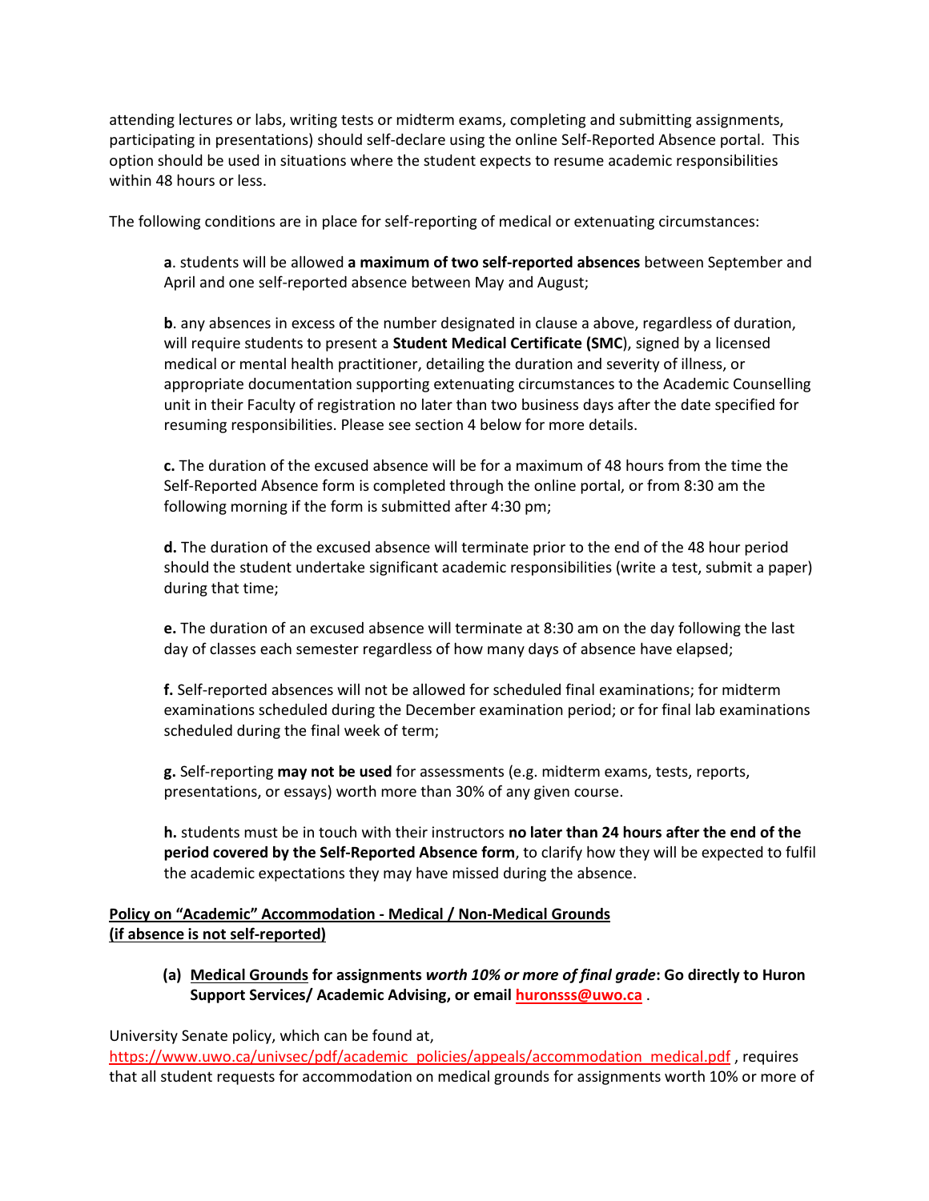attending lectures or labs, writing tests or midterm exams, completing and submitting assignments, participating in presentations) should self-declare using the online Self-Reported Absence portal. This option should be used in situations where the student expects to resume academic responsibilities within 48 hours or less.

The following conditions are in place for self-reporting of medical or extenuating circumstances:

> **a**. students will be allowed **a maximum of two self-reported absences** between September and April and one self-reported absence between May and August;
>
> **b**. any absences in excess of the number designated in clause a above, regardless of duration, will require students to present a **Student Medical Certificate (SMC**), signed by a licensed medical or mental health practitioner, detailing the duration and severity of illness, or appropriate documentation supporting extenuating circumstances to the Academic Counselling unit in their Faculty of registration no later than two business days after the date specified for resuming responsibilities. Please see section 4 below for more details.
>
> **c.** The duration of the excused absence will be for a maximum of 48 hours from the time the Self-Reported Absence form is completed through the online portal, or from 8:30 am the following morning if the form is submitted after 4:30 pm;
>
> **d.** The duration of the excused absence will terminate prior to the end of the 48 hour period should the student undertake significant academic responsibilities (write a test, submit a paper) during that time;
>
> **e.** The duration of an excused absence will terminate at 8:30 am on the day following the last day of classes each semester regardless of how many days of absence have elapsed;
>
> **f.** Self-reported absences will not be allowed for scheduled final examinations; for midterm examinations scheduled during the December examination period; or for final lab examinations scheduled during the final week of term;
>
> **g.** Self-reporting **may not be used** for assessments (e.g. midterm exams, tests, reports, presentations, or essays) worth more than 30% of any given course.
>
> **h.** students must be in touch with their instructors **no later than 24 hours after the end of the period covered by the Self-Reported Absence form**, to clarify how they will be expected to fulfil the academic expectations they may have missed during the absence.

**Policy on "Academic" Accommodation - Medical / Non-Medical Grounds**
**(if absence is not self-reported)**

**(a) Medical Grounds for assignments *worth 10% or more of final grade*: Go directly to Huron Support Services/ Academic Advising, or email huronsss@uwo.ca .**

University Senate policy, which can be found at, https://www.uwo.ca/univsec/pdf/academic_policies/appeals/accommodation_medical.pdf , requires that all student requests for accommodation on medical grounds for assignments worth 10% or more of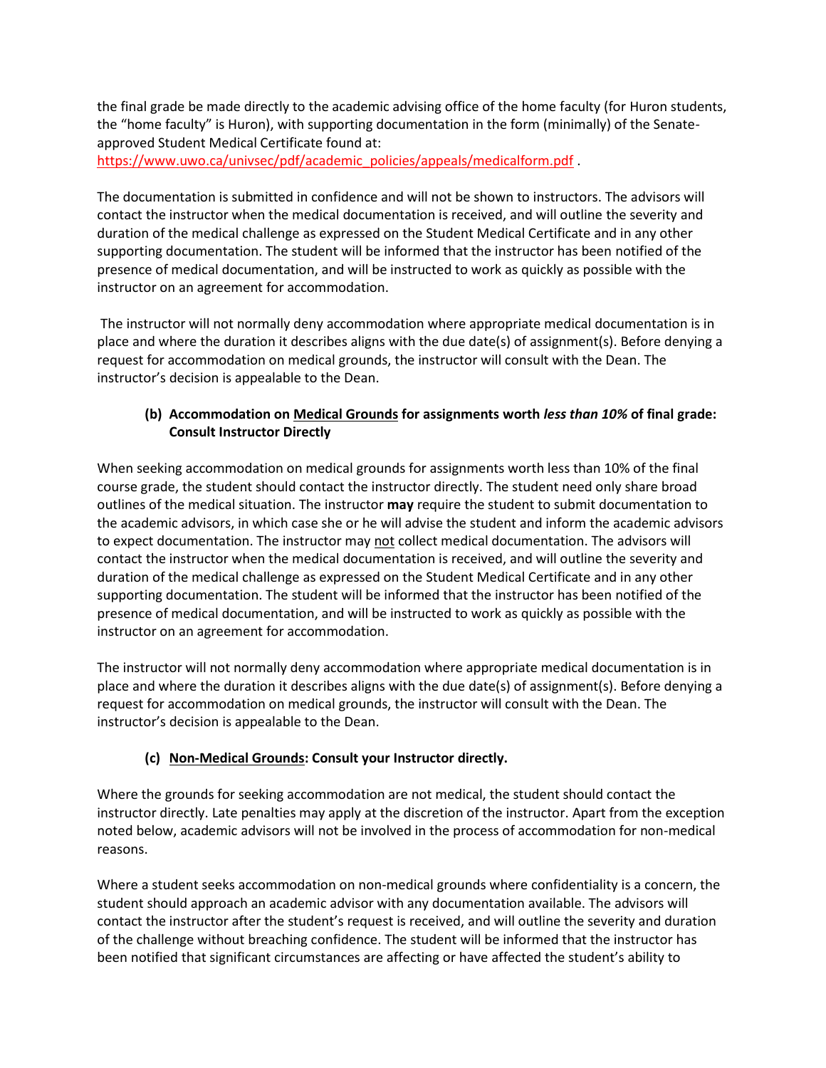the final grade be made directly to the academic advising office of the home faculty (for Huron students, the "home faculty" is Huron), with supporting documentation in the form (minimally) of the Senate-approved Student Medical Certificate found at:
https://www.uwo.ca/univsec/pdf/academic_policies/appeals/medicalform.pdf .

The documentation is submitted in confidence and will not be shown to instructors. The advisors will contact the instructor when the medical documentation is received, and will outline the severity and duration of the medical challenge as expressed on the Student Medical Certificate and in any other supporting documentation. The student will be informed that the instructor has been notified of the presence of medical documentation, and will be instructed to work as quickly as possible with the instructor on an agreement for accommodation.

The instructor will not normally deny accommodation where appropriate medical documentation is in place and where the duration it describes aligns with the due date(s) of assignment(s). Before denying a request for accommodation on medical grounds, the instructor will consult with the Dean. The instructor's decision is appealable to the Dean.

#### (b) Accommodation on <u>Medical Grounds</u> for assignments worth *less than 10%* of final grade: Consult Instructor Directly

When seeking accommodation on medical grounds for assignments worth less than 10% of the final course grade, the student should contact the instructor directly. The student need only share broad outlines of the medical situation. The instructor **may** require the student to submit documentation to the academic advisors, in which case she or he will advise the student and inform the academic advisors to expect documentation. The instructor may <u>not</u> collect medical documentation. The advisors will contact the instructor when the medical documentation is received, and will outline the severity and duration of the medical challenge as expressed on the Student Medical Certificate and in any other supporting documentation. The student will be informed that the instructor has been notified of the presence of medical documentation, and will be instructed to work as quickly as possible with the instructor on an agreement for accommodation.

The instructor will not normally deny accommodation where appropriate medical documentation is in place and where the duration it describes aligns with the due date(s) of assignment(s). Before denying a request for accommodation on medical grounds, the instructor will consult with the Dean. The instructor's decision is appealable to the Dean.

#### (c) <u>Non-Medical Grounds</u>: Consult your Instructor directly.

Where the grounds for seeking accommodation are not medical, the student should contact the instructor directly. Late penalties may apply at the discretion of the instructor. Apart from the exception noted below, academic advisors will not be involved in the process of accommodation for non-medical reasons.

Where a student seeks accommodation on non-medical grounds where confidentiality is a concern, the student should approach an academic advisor with any documentation available. The advisors will contact the instructor after the student's request is received, and will outline the severity and duration of the challenge without breaching confidence. The student will be informed that the instructor has been notified that significant circumstances are affecting or have affected the student's ability to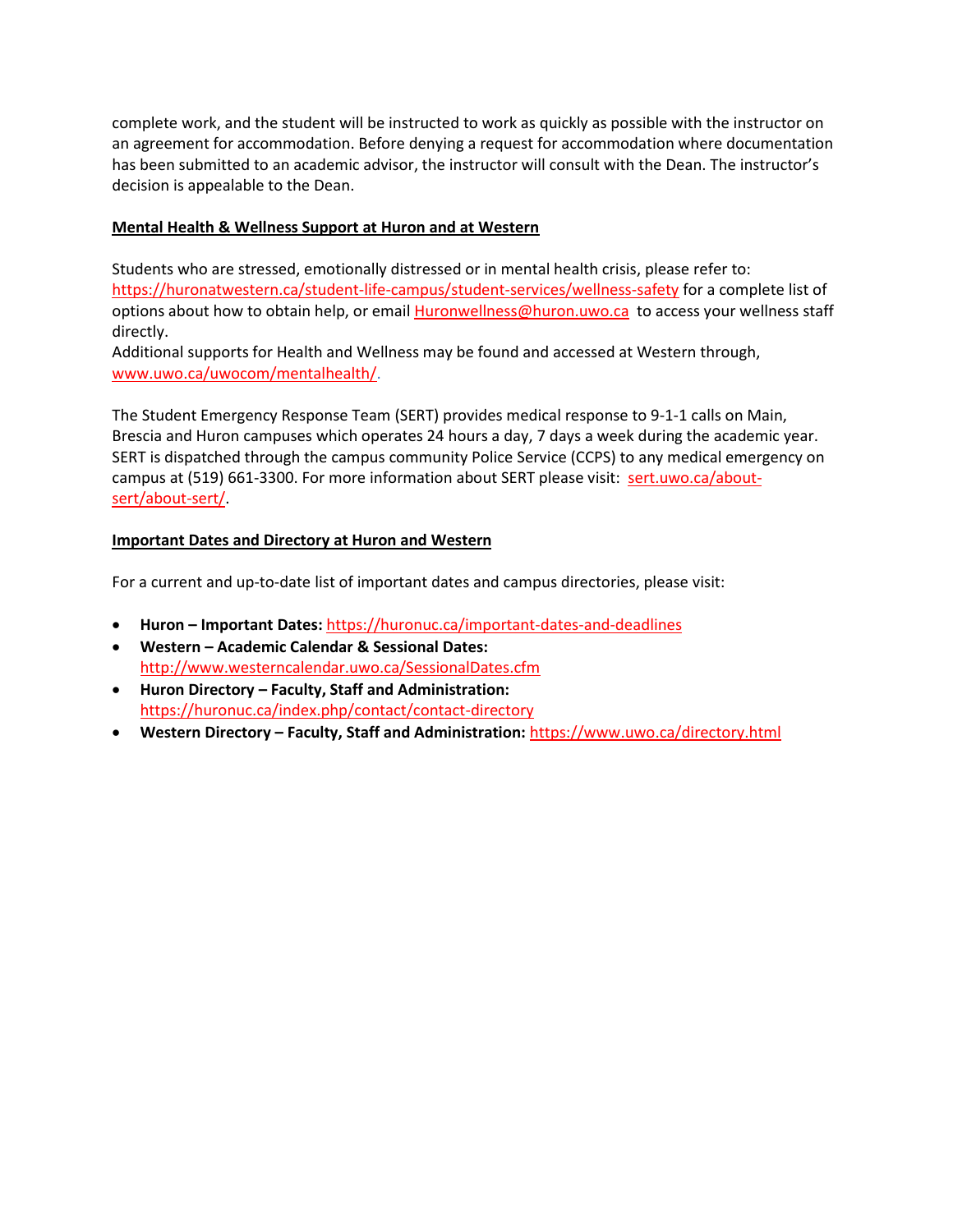complete work, and the student will be instructed to work as quickly as possible with the instructor on an agreement for accommodation. Before denying a request for accommodation where documentation has been submitted to an academic advisor, the instructor will consult with the Dean. The instructor's decision is appealable to the Dean.

## Mental Health & Wellness Support at Huron and at Western

Students who are stressed, emotionally distressed or in mental health crisis, please refer to: https://huronatwestern.ca/student-life-campus/student-services/wellness-safety for a complete list of options about how to obtain help, or email Huronwellness@huron.uwo.ca to access your wellness staff directly.
Additional supports for Health and Wellness may be found and accessed at Western through, www.uwo.ca/uwocom/mentalhealth/.

The Student Emergency Response Team (SERT) provides medical response to 9-1-1 calls on Main, Brescia and Huron campuses which operates 24 hours a day, 7 days a week during the academic year. SERT is dispatched through the campus community Police Service (CCPS) to any medical emergency on campus at (519) 661-3300. For more information about SERT please visit: sert.uwo.ca/about-sert/about-sert/.

## Important Dates and Directory at Huron and Western

For a current and up-to-date list of important dates and campus directories, please visit:

- **Huron – Important Dates:** https://huronuc.ca/important-dates-and-deadlines
- **Western – Academic Calendar & Sessional Dates:** http://www.westerncalendar.uwo.ca/SessionalDates.cfm
- **Huron Directory – Faculty, Staff and Administration:** https://huronuc.ca/index.php/contact/contact-directory
- **Western Directory – Faculty, Staff and Administration:** https://www.uwo.ca/directory.html